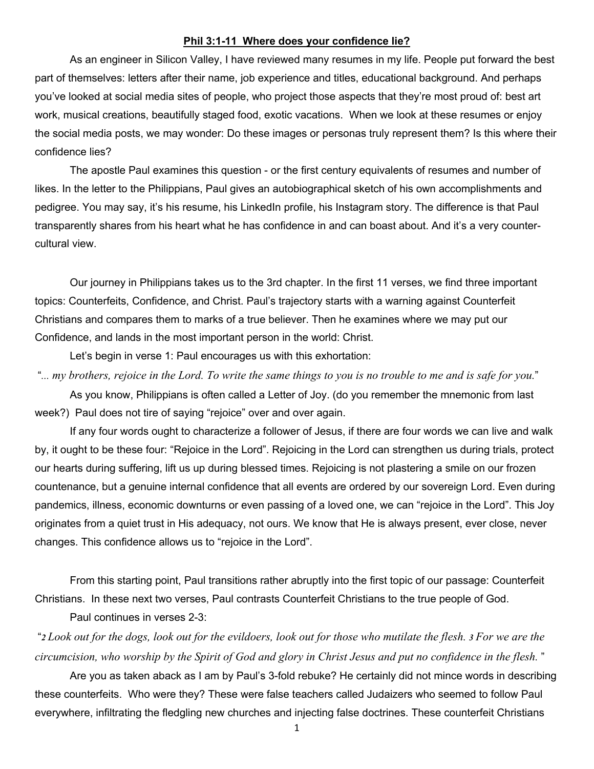## Phil 3:1-11 Where does your confidence lie?

As an engineer in Silicon Valley, I have reviewed many resumes in my life. People put forward the best part of themselves: letters after their name, job experience and titles, educational background. And perhaps you've looked at social media sites of people, who project those aspects that they're most proud of: best art work, musical creations, beautifully staged food, exotic vacations. When we look at these resumes or enjoy the social media posts, we may wonder: Do these images or personas truly represent them? Is this where their confidence lies?

The apostle Paul examines this question - or the first century equivalents of resumes and number of likes. In the letter to the Philippians, Paul gives an autobiographical sketch of his own accomplishments and pedigree. You may say, it's his resume, his LinkedIn profile, his Instagram story. The difference is that Paul transparently shares from his heart what he has confidence in and can boast about. And it's a very counter-cultural view.

Our journey in Philippians takes us to the 3rd chapter. In the first 11 verses, we find three important topics: Counterfeits, Confidence, and Christ. Paul's trajectory starts with a warning against Counterfeit Christians and compares them to marks of a true believer. Then he examines where we may put our Confidence, and lands in the most important person in the world: Christ.

Let's begin in verse 1: Paul encourages us with this exhortation:

"*... my brothers, rejoice in the Lord. To write the same things to you is no trouble to me and is safe for you.*"

As you know, Philippians is often called a Letter of Joy. (do you remember the mnemonic from last week?) Paul does not tire of saying "rejoice" over and over again.

If any four words ought to characterize a follower of Jesus, if there are four words we can live and walk by, it ought to be these four: "Rejoice in the Lord". Rejoicing in the Lord can strengthen us during trials, protect our hearts during suffering, lift us up during blessed times. Rejoicing is not plastering a smile on our frozen countenance, but a genuine internal confidence that all events are ordered by our sovereign Lord. Even during pandemics, illness, economic downturns or even passing of a loved one, we can "rejoice in the Lord". This Joy originates from a quiet trust in His adequacy, not ours. We know that He is always present, ever close, never changes. This confidence allows us to "rejoice in the Lord".

From this starting point, Paul transitions rather abruptly into the first topic of our passage: Counterfeit Christians. In these next two verses, Paul contrasts Counterfeit Christians to the true people of God.

Paul continues in verses 2-3:

"***2*** *Look out for the dogs, look out for the evildoers, look out for those who mutilate the flesh.* ***3*** *For we are the circumcision, who worship by the Spirit of God and glory in Christ Jesus and put no confidence in the flesh.* "

Are you as taken aback as I am by Paul's 3-fold rebuke? He certainly did not mince words in describing these counterfeits. Who were they? These were false teachers called Judaizers who seemed to follow Paul everywhere, infiltrating the fledgling new churches and injecting false doctrines. These counterfeit Christians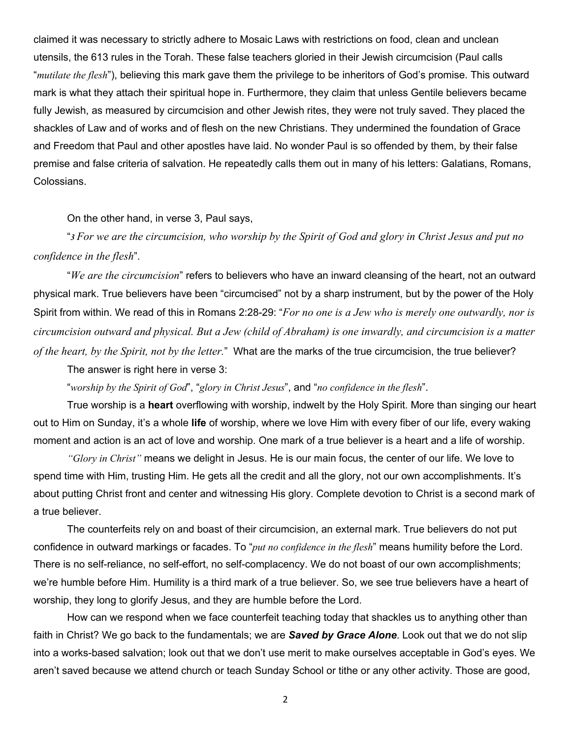claimed it was necessary to strictly adhere to Mosaic Laws with restrictions on food, clean and unclean utensils, the 613 rules in the Torah. These false teachers gloried in their Jewish circumcision (Paul calls "*mutilate the flesh*"), believing this mark gave them the privilege to be inheritors of God's promise. This outward mark is what they attach their spiritual hope in. Furthermore, they claim that unless Gentile believers became fully Jewish, as measured by circumcision and other Jewish rites, they were not truly saved. They placed the shackles of Law and of works and of flesh on the new Christians. They undermined the foundation of Grace and Freedom that Paul and other apostles have laid. No wonder Paul is so offended by them, by their false premise and false criteria of salvation. He repeatedly calls them out in many of his letters: Galatians, Romans, Colossians.

On the other hand, in verse 3, Paul says,

"*3 For we are the circumcision, who worship by the Spirit of God and glory in Christ Jesus and put no confidence in the flesh*".

"*We are the circumcision*" refers to believers who have an inward cleansing of the heart, not an outward physical mark. True believers have been "circumcised" not by a sharp instrument, but by the power of the Holy Spirit from within. We read of this in Romans 2:28-29: "*For no one is a Jew who is merely one outwardly, nor is circumcision outward and physical. But a Jew (child of Abraham) is one inwardly, and circumcision is a matter of the heart, by the Spirit, not by the letter.*" What are the marks of the true circumcision, the true believer?

The answer is right here in verse 3:

"*worship by the Spirit of God*", "*glory in Christ Jesus*", and "*no confidence in the flesh*".

True worship is a **heart** overflowing with worship, indwelt by the Holy Spirit. More than singing our heart out to Him on Sunday, it's a whole **life** of worship, where we love Him with every fiber of our life, every waking moment and action is an act of love and worship. One mark of a true believer is a heart and a life of worship.

*"Glory in Christ"* means we delight in Jesus. He is our main focus, the center of our life. We love to spend time with Him, trusting Him. He gets all the credit and all the glory, not our own accomplishments. It's about putting Christ front and center and witnessing His glory. Complete devotion to Christ is a second mark of a true believer.

The counterfeits rely on and boast of their circumcision, an external mark. True believers do not put confidence in outward markings or facades. To "*put no confidence in the flesh*" means humility before the Lord. There is no self-reliance, no self-effort, no self-complacency. We do not boast of our own accomplishments; we're humble before Him. Humility is a third mark of a true believer. So, we see true believers have a heart of worship, they long to glorify Jesus, and they are humble before the Lord.

How can we respond when we face counterfeit teaching today that shackles us to anything other than faith in Christ? We go back to the fundamentals; we are ***Saved by Grace Alone***. Look out that we do not slip into a works-based salvation; look out that we don't use merit to make ourselves acceptable in God's eyes. We aren't saved because we attend church or teach Sunday School or tithe or any other activity. Those are good,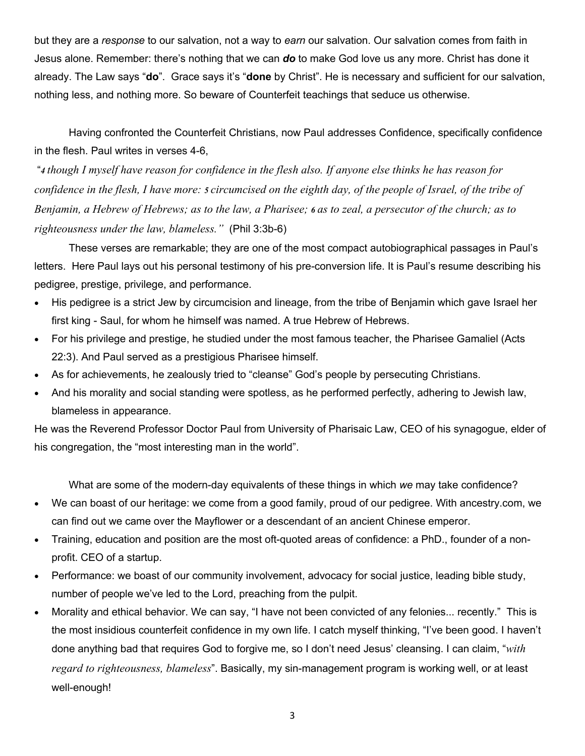but they are a *response* to our salvation, not a way to *earn* our salvation. Our salvation comes from faith in Jesus alone. Remember: there's nothing that we can ***do*** to make God love us any more. Christ has done it already. The Law says "**do**". Grace says it's "**done** by Christ". He is necessary and sufficient for our salvation, nothing less, and nothing more. So beware of Counterfeit teachings that seduce us otherwise.

Having confronted the Counterfeit Christians, now Paul addresses Confidence, specifically confidence in the flesh. Paul writes in verses 4-6,

"*4 though I myself have reason for confidence in the flesh also. If anyone else thinks he has reason for confidence in the flesh, I have more: 5 circumcised on the eighth day, of the people of Israel, of the tribe of Benjamin, a Hebrew of Hebrews; as to the law, a Pharisee; 6 as to zeal, a persecutor of the church; as to righteousness under the law, blameless."* (Phil 3:3b-6)

These verses are remarkable; they are one of the most compact autobiographical passages in Paul's letters. Here Paul lays out his personal testimony of his pre-conversion life. It is Paul's resume describing his pedigree, prestige, privilege, and performance.

- His pedigree is a strict Jew by circumcision and lineage, from the tribe of Benjamin which gave Israel her first king - Saul, for whom he himself was named. A true Hebrew of Hebrews.
- For his privilege and prestige, he studied under the most famous teacher, the Pharisee Gamaliel (Acts 22:3). And Paul served as a prestigious Pharisee himself.
- As for achievements, he zealously tried to "cleanse" God's people by persecuting Christians.
- And his morality and social standing were spotless, as he performed perfectly, adhering to Jewish law, blameless in appearance.

He was the Reverend Professor Doctor Paul from University of Pharisaic Law, CEO of his synagogue, elder of his congregation, the "most interesting man in the world".

What are some of the modern-day equivalents of these things in which *we* may take confidence?

- We can boast of our heritage: we come from a good family, proud of our pedigree. With ancestry.com, we can find out we came over the Mayflower or a descendant of an ancient Chinese emperor.
- Training, education and position are the most oft-quoted areas of confidence: a PhD., founder of a non-profit. CEO of a startup.
- Performance: we boast of our community involvement, advocacy for social justice, leading bible study, number of people we've led to the Lord, preaching from the pulpit.
- Morality and ethical behavior. We can say, "I have not been convicted of any felonies... recently." This is the most insidious counterfeit confidence in my own life. I catch myself thinking, "I've been good. I haven't done anything bad that requires God to forgive me, so I don't need Jesus' cleansing. I can claim, "*with regard to righteousness, blameless*". Basically, my sin-management program is working well, or at least well-enough!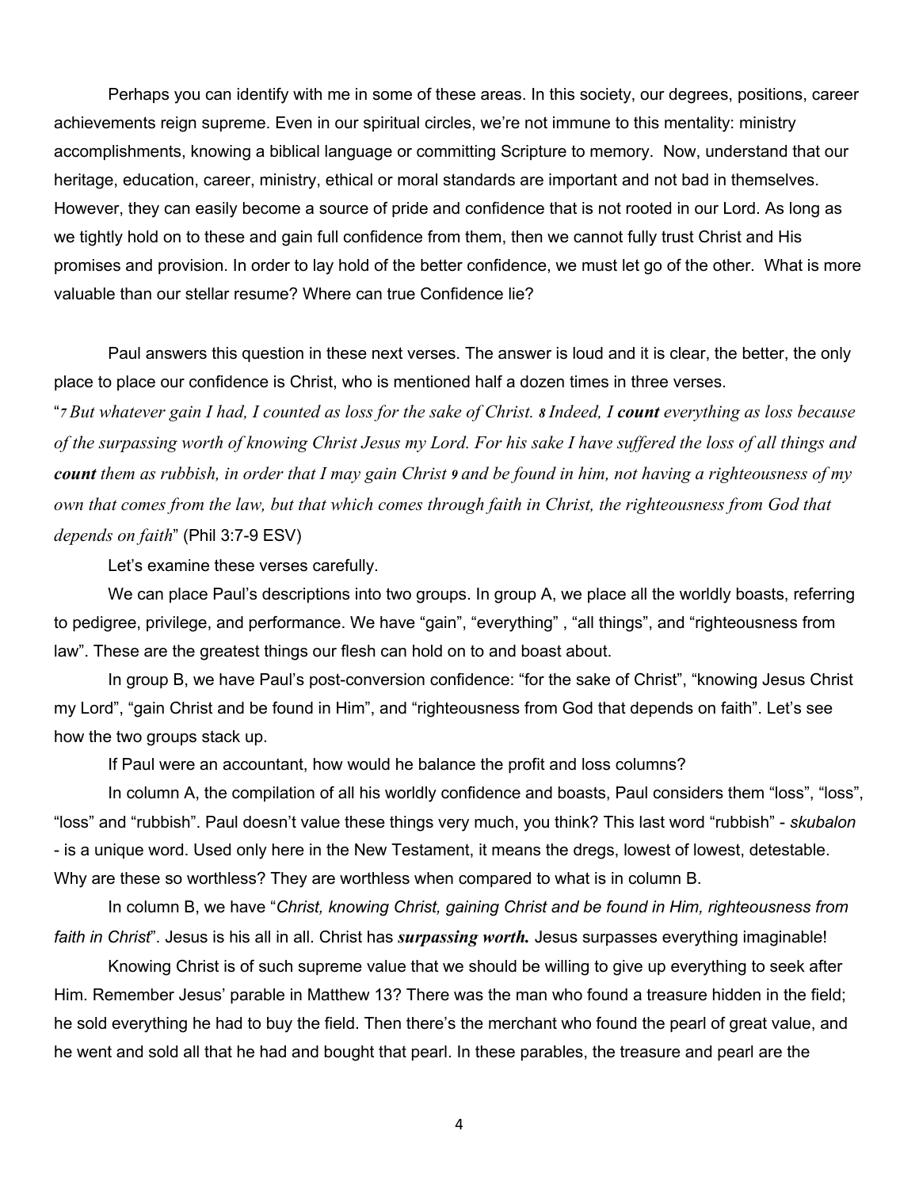Perhaps you can identify with me in some of these areas. In this society, our degrees, positions, career achievements reign supreme. Even in our spiritual circles, we're not immune to this mentality: ministry accomplishments, knowing a biblical language or committing Scripture to memory. Now, understand that our heritage, education, career, ministry, ethical or moral standards are important and not bad in themselves. However, they can easily become a source of pride and confidence that is not rooted in our Lord. As long as we tightly hold on to these and gain full confidence from them, then we cannot fully trust Christ and His promises and provision. In order to lay hold of the better confidence, we must let go of the other. What is more valuable than our stellar resume? Where can true Confidence lie?

Paul answers this question in these next verses. The answer is loud and it is clear, the better, the only place to place our confidence is Christ, who is mentioned half a dozen times in three verses.

"*7 But whatever gain I had, I counted as loss for the sake of Christ. 8 Indeed, I **count** everything as loss because of the surpassing worth of knowing Christ Jesus my Lord. For his sake I have suffered the loss of all things and **count** them as rubbish, in order that I may gain Christ 9 and be found in him, not having a righteousness of my own that comes from the law, but that which comes through faith in Christ, the righteousness from God that depends on faith*" (Phil 3:7-9 ESV)

Let's examine these verses carefully.

We can place Paul's descriptions into two groups. In group A, we place all the worldly boasts, referring to pedigree, privilege, and performance. We have "gain", "everything" , "all things", and "righteousness from law". These are the greatest things our flesh can hold on to and boast about.

In group B, we have Paul's post-conversion confidence: "for the sake of Christ", "knowing Jesus Christ my Lord", "gain Christ and be found in Him", and "righteousness from God that depends on faith". Let's see how the two groups stack up.

If Paul were an accountant, how would he balance the profit and loss columns?

In column A, the compilation of all his worldly confidence and boasts, Paul considers them "loss", "loss", "loss" and "rubbish". Paul doesn't value these things very much, you think? This last word "rubbish" - *skubalon* - is a unique word. Used only here in the New Testament, it means the dregs, lowest of lowest, detestable. Why are these so worthless? They are worthless when compared to what is in column B.

In column B, we have "*Christ, knowing Christ, gaining Christ and be found in Him, righteousness from faith in Christ*". Jesus is his all in all. Christ has ***surpassing worth.*** Jesus surpasses everything imaginable!

Knowing Christ is of such supreme value that we should be willing to give up everything to seek after Him. Remember Jesus' parable in Matthew 13? There was the man who found a treasure hidden in the field; he sold everything he had to buy the field. Then there's the merchant who found the pearl of great value, and he went and sold all that he had and bought that pearl. In these parables, the treasure and pearl are the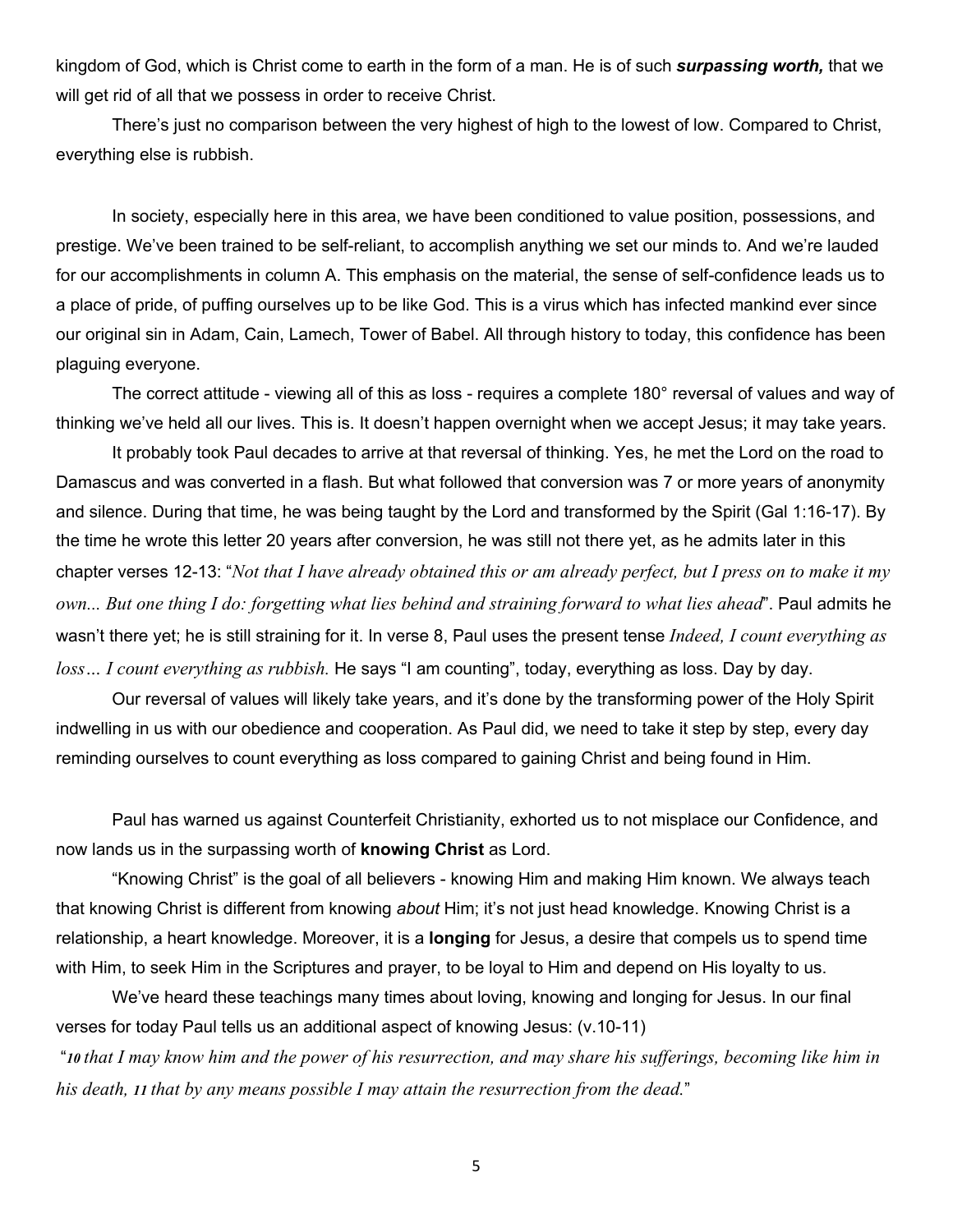kingdom of God, which is Christ come to earth in the form of a man. He is of such ***surpassing worth,*** that we will get rid of all that we possess in order to receive Christ.

There's just no comparison between the very highest of high to the lowest of low. Compared to Christ, everything else is rubbish.

In society, especially here in this area, we have been conditioned to value position, possessions, and prestige. We've been trained to be self-reliant, to accomplish anything we set our minds to. And we're lauded for our accomplishments in column A. This emphasis on the material, the sense of self-confidence leads us to a place of pride, of puffing ourselves up to be like God. This is a virus which has infected mankind ever since our original sin in Adam, Cain, Lamech, Tower of Babel. All through history to today, this confidence has been plaguing everyone.

The correct attitude - viewing all of this as loss - requires a complete 180° reversal of values and way of thinking we've held all our lives. This is. It doesn't happen overnight when we accept Jesus; it may take years.

It probably took Paul decades to arrive at that reversal of thinking. Yes, he met the Lord on the road to Damascus and was converted in a flash. But what followed that conversion was 7 or more years of anonymity and silence. During that time, he was being taught by the Lord and transformed by the Spirit (Gal 1:16-17). By the time he wrote this letter 20 years after conversion, he was still not there yet, as he admits later in this chapter verses 12-13: "*Not that I have already obtained this or am already perfect, but I press on to make it my own... But one thing I do: forgetting what lies behind and straining forward to what lies ahead*". Paul admits he wasn't there yet; he is still straining for it. In verse 8, Paul uses the present tense *Indeed, I count everything as loss… I count everything as rubbish.* He says "I am counting", today, everything as loss. Day by day.

Our reversal of values will likely take years, and it's done by the transforming power of the Holy Spirit indwelling in us with our obedience and cooperation. As Paul did, we need to take it step by step, every day reminding ourselves to count everything as loss compared to gaining Christ and being found in Him.

Paul has warned us against Counterfeit Christianity, exhorted us to not misplace our Confidence, and now lands us in the surpassing worth of **knowing Christ** as Lord.

"Knowing Christ" is the goal of all believers - knowing Him and making Him known. We always teach that knowing Christ is different from knowing *about* Him; it's not just head knowledge. Knowing Christ is a relationship, a heart knowledge. Moreover, it is a **longing** for Jesus, a desire that compels us to spend time with Him, to seek Him in the Scriptures and prayer, to be loyal to Him and depend on His loyalty to us.

We've heard these teachings many times about loving, knowing and longing for Jesus. In our final verses for today Paul tells us an additional aspect of knowing Jesus: (v.10-11)

"***10*** *that I may know him and the power of his resurrection, and may share his sufferings, becoming like him in his death,* ***11*** *that by any means possible I may attain the resurrection from the dead.*"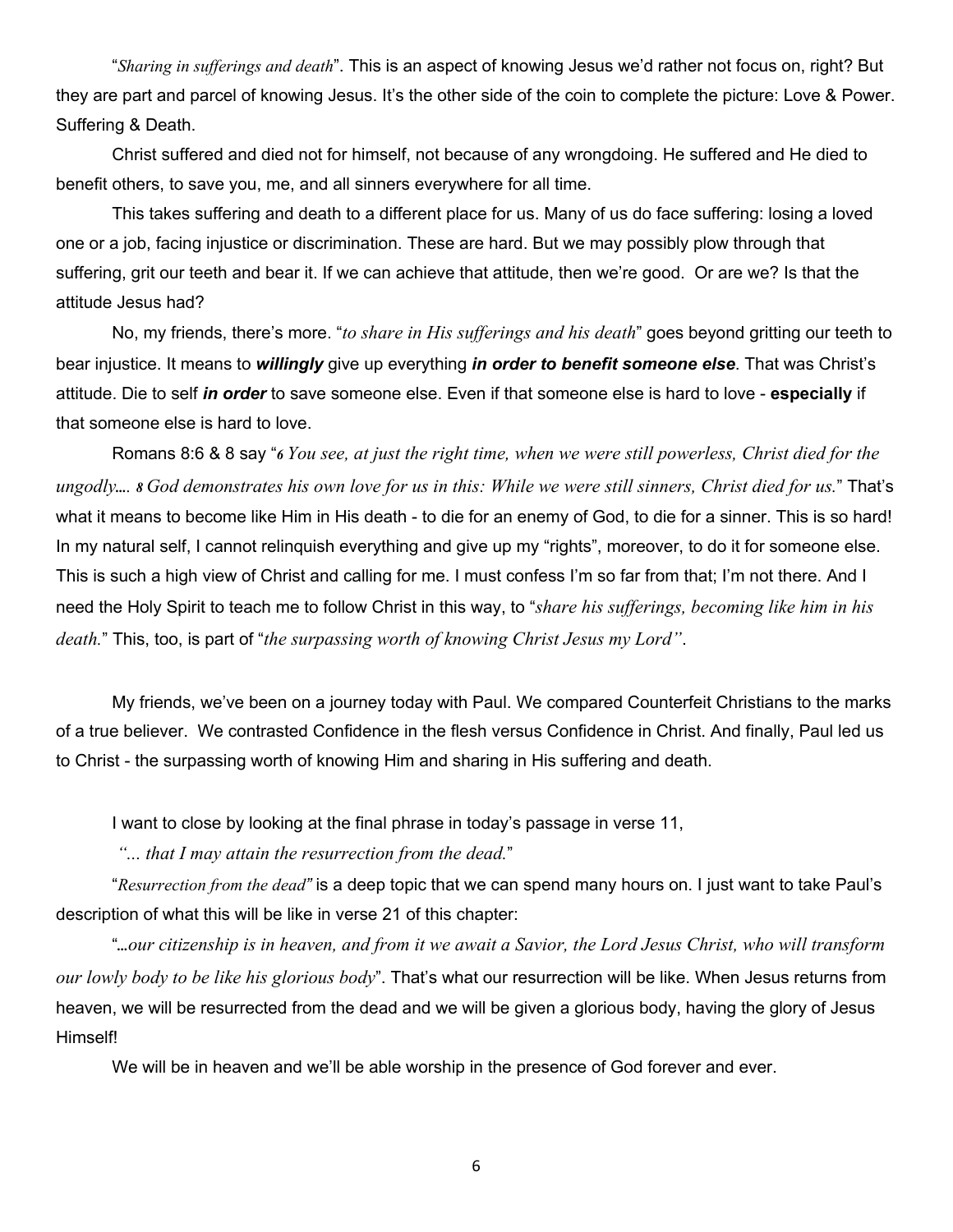"*Sharing in sufferings and death*". This is an aspect of knowing Jesus we'd rather not focus on, right? But they are part and parcel of knowing Jesus. It's the other side of the coin to complete the picture: Love & Power. Suffering & Death.

Christ suffered and died not for himself, not because of any wrongdoing. He suffered and He died to benefit others, to save you, me, and all sinners everywhere for all time.

This takes suffering and death to a different place for us. Many of us do face suffering: losing a loved one or a job, facing injustice or discrimination. These are hard. But we may possibly plow through that suffering, grit our teeth and bear it. If we can achieve that attitude, then we're good. Or are we? Is that the attitude Jesus had?

No, my friends, there's more. "*to share in His sufferings and his death*" goes beyond gritting our teeth to bear injustice. It means to ***willingly*** give up everything ***in order to benefit someone else***. That was Christ's attitude. Die to self ***in order*** to save someone else. Even if that someone else is hard to love - **especially** if that someone else is hard to love.

Romans 8:6 & 8 say "***6*** *You see, at just the right time, when we were still powerless, Christ died for the ungodly....* ***8*** *God demonstrates his own love for us in this: While we were still sinners, Christ died for us.*" That's what it means to become like Him in His death - to die for an enemy of God, to die for a sinner. This is so hard! In my natural self, I cannot relinquish everything and give up my "rights", moreover, to do it for someone else. This is such a high view of Christ and calling for me. I must confess I'm so far from that; I'm not there. And I need the Holy Spirit to teach me to follow Christ in this way, to "*share his sufferings, becoming like him in his death.*" This, too, is part of "*the surpassing worth of knowing Christ Jesus my Lord"*.

My friends, we've been on a journey today with Paul. We compared Counterfeit Christians to the marks of a true believer. We contrasted Confidence in the flesh versus Confidence in Christ. And finally, Paul led us to Christ - the surpassing worth of knowing Him and sharing in His suffering and death.

I want to close by looking at the final phrase in today's passage in verse 11,

*"... that I may attain the resurrection from the dead.*"

"*Resurrection from the dead"* is a deep topic that we can spend many hours on. I just want to take Paul's description of what this will be like in verse 21 of this chapter:

"*...our citizenship is in heaven, and from it we await a Savior, the Lord Jesus Christ, who will transform our lowly body to be like his glorious body*". That's what our resurrection will be like. When Jesus returns from heaven, we will be resurrected from the dead and we will be given a glorious body, having the glory of Jesus Himself!

We will be in heaven and we'll be able worship in the presence of God forever and ever.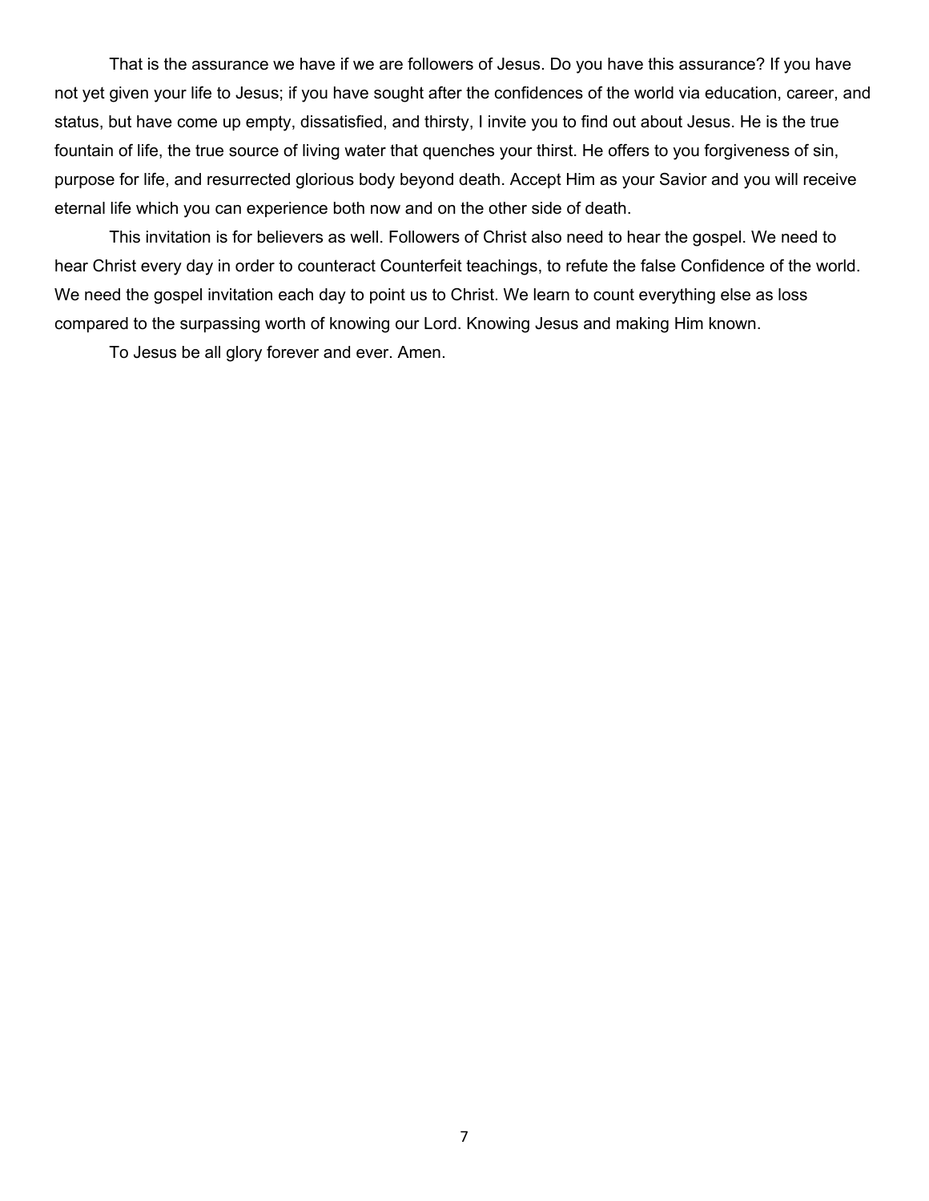That is the assurance we have if we are followers of Jesus. Do you have this assurance? If you have not yet given your life to Jesus; if you have sought after the confidences of the world via education, career, and status, but have come up empty, dissatisfied, and thirsty, I invite you to find out about Jesus. He is the true fountain of life, the true source of living water that quenches your thirst. He offers to you forgiveness of sin, purpose for life, and resurrected glorious body beyond death. Accept Him as your Savior and you will receive eternal life which you can experience both now and on the other side of death.

This invitation is for believers as well. Followers of Christ also need to hear the gospel. We need to hear Christ every day in order to counteract Counterfeit teachings, to refute the false Confidence of the world. We need the gospel invitation each day to point us to Christ. We learn to count everything else as loss compared to the surpassing worth of knowing our Lord. Knowing Jesus and making Him known.

To Jesus be all glory forever and ever. Amen.